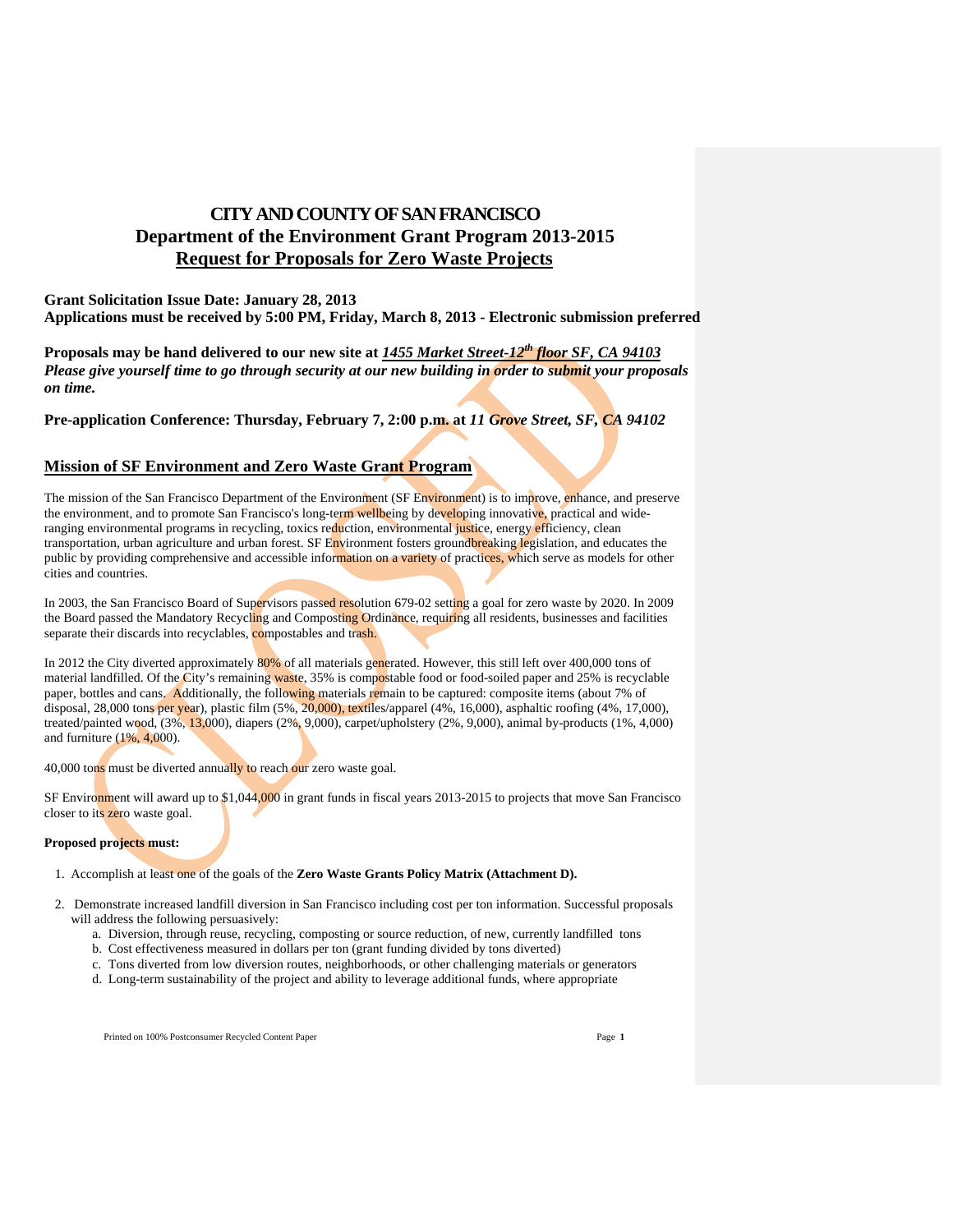# CITY AND COUNTY OF SAN FRANCISCO
## Department of the Environment Grant Program 2013-2015
## Request for Proposals for Zero Waste Projects

**Grant Solicitation Issue Date: January 28, 2013**
**Applications must be received by 5:00 PM, Friday, March 8, 2013 - Electronic submission preferred**

**Proposals may be hand delivered to our new site at *1455 Market Street-12th floor SF, CA 94103***
***Please give yourself time to go through security at our new building in order to submit your proposals on time.***

**Pre-application Conference: Thursday, February 7, 2:00 p.m. at *11 Grove Street, SF, CA 94102***

## Mission of SF Environment and Zero Waste Grant Program

The mission of the San Francisco Department of the Environment (SF Environment) is to improve, enhance, and preserve the environment, and to promote San Francisco's long-term wellbeing by developing innovative, practical and wide-ranging environmental programs in recycling, toxics reduction, environmental justice, energy efficiency, clean transportation, urban agriculture and urban forest. SF Environment fosters groundbreaking legislation, and educates the public by providing comprehensive and accessible information on a variety of practices, which serve as models for other cities and countries.

In 2003, the San Francisco Board of Supervisors passed resolution 679-02 setting a goal for zero waste by 2020. In 2009 the Board passed the Mandatory Recycling and Composting Ordinance, requiring all residents, businesses and facilities separate their discards into recyclables, compostables and trash.

In 2012 the City diverted approximately 80% of all materials generated. However, this still left over 400,000 tons of material landfilled. Of the City's remaining waste, 35% is compostable food or food-soiled paper and 25% is recyclable paper, bottles and cans. Additionally, the following materials remain to be captured: composite items (about 7% of disposal, 28,000 tons per year), plastic film (5%, 20,000), textiles/apparel (4%, 16,000), asphaltic roofing (4%, 17,000), treated/painted wood, (3%, 13,000), diapers (2%, 9,000), carpet/upholstery (2%, 9,000), animal by-products (1%, 4,000) and furniture (1%, 4,000).

40,000 tons must be diverted annually to reach our zero waste goal.

SF Environment will award up to $1,044,000 in grant funds in fiscal years 2013-2015 to projects that move San Francisco closer to its zero waste goal.

**Proposed projects must:**

1. Accomplish at least one of the goals of the **Zero Waste Grants Policy Matrix (Attachment D).**
2. Demonstrate increased landfill diversion in San Francisco including cost per ton information. Successful proposals will address the following persuasively:
   a. Diversion, through reuse, recycling, composting or source reduction, of new, currently landfilled tons
   b. Cost effectiveness measured in dollars per ton (grant funding divided by tons diverted)
   c. Tons diverted from low diversion routes, neighborhoods, or other challenging materials or generators
   d. Long-term sustainability of the project and ability to leverage additional funds, where appropriate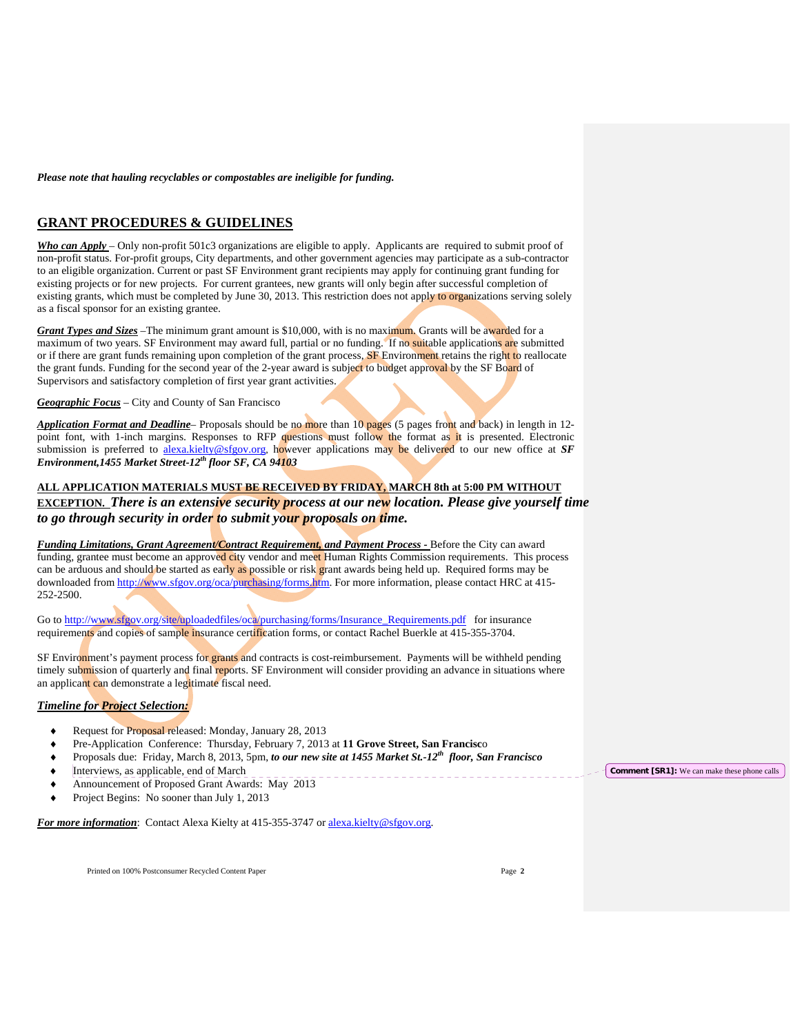***Please note that hauling recyclables or compostables are ineligible for funding.***

## GRANT PROCEDURES & GUIDELINES

***Who can Apply*** – Only non-profit 501c3 organizations are eligible to apply. Applicants are required to submit proof of non-profit status. For-profit groups, City departments, and other government agencies may participate as a sub-contractor to an eligible organization. Current or past SF Environment grant recipients may apply for continuing grant funding for existing projects or for new projects. For current grantees, new grants will only begin after successful completion of existing grants, which must be completed by June 30, 2013. This restriction does not apply to organizations serving solely as a fiscal sponsor for an existing grantee.

***Grant Types and Sizes*** –The minimum grant amount is $10,000, with is no maximum. Grants will be awarded for a maximum of two years. SF Environment may award full, partial or no funding. If no suitable applications are submitted or if there are grant funds remaining upon completion of the grant process, SF Environment retains the right to reallocate the grant funds. Funding for the second year of the 2-year award is subject to budget approval by the SF Board of Supervisors and satisfactory completion of first year grant activities.

***Geographic Focus*** – City and County of San Francisco

***Application Format and Deadline***– Proposals should be no more than 10 pages (5 pages front and back) in length in 12-point font, with 1-inch margins. Responses to RFP questions must follow the format as it is presented. Electronic submission is preferred to alexa.kielty@sfgov.org, however applications may be delivered to our new office at ***SF Environment,1455 Market Street-12th floor SF, CA 94103***

**ALL APPLICATION MATERIALS MUST BE RECEIVED BY FRIDAY, MARCH 8th at 5:00 PM WITHOUT EXCEPTION.** ***There is an extensive security process at our new location. Please give yourself time to go through security in order to submit your proposals on time.***

***Funding Limitations, Grant Agreement/Contract Requirement, and Payment Process -*** Before the City can award funding, grantee must become an approved city vendor and meet Human Rights Commission requirements. This process can be arduous and should be started as early as possible or risk grant awards being held up. Required forms may be downloaded from http://www.sfgov.org/oca/purchasing/forms.htm. For more information, please contact HRC at 415-252-2500.

Go to http://www.sfgov.org/site/uploadedfiles/oca/purchasing/forms/Insurance_Requirements.pdf for insurance requirements and copies of sample insurance certification forms, or contact Rachel Buerkle at 415-355-3704.

SF Environment's payment process for grants and contracts is cost-reimbursement. Payments will be withheld pending timely submission of quarterly and final reports. SF Environment will consider providing an advance in situations where an applicant can demonstrate a legitimate fiscal need.

***Timeline for Project Selection:***

- Request for Proposal released: Monday, January 28, 2013
- Pre-Application Conference: Thursday, February 7, 2013 at **11 Grove Street, San Francisc**o
- Proposals due: Friday, March 8, 2013, 5pm, ***to our new site at 1455 Market St.-12th floor, San Francisco***
- Interviews, as applicable, end of March
- Announcement of Proposed Grant Awards: May 2013
- Project Begins: No sooner than July 1, 2013

**Comment [SR1]:** We can make these phone calls

***For more information***: Contact Alexa Kielty at 415-355-3747 or alexa.kielty@sfgov.org.

Printed on 100% Postconsumer Recycled Content Paper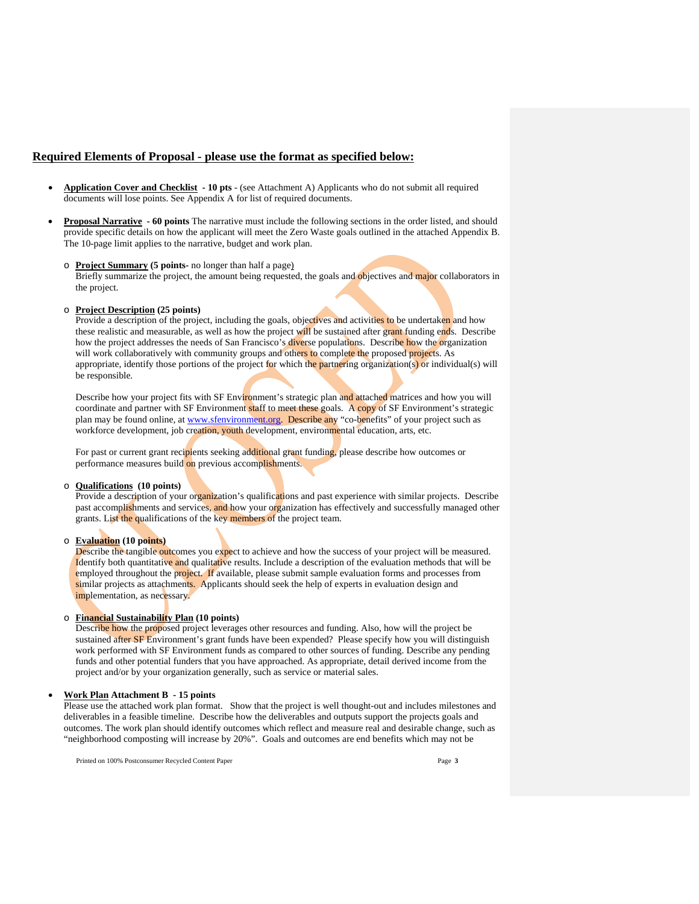## Required Elements of Proposal - please use the format as specified below:

- **Application Cover and Checklist - 10 pts** - (see Attachment A) Applicants who do not submit all required documents will lose points. See Appendix A for list of required documents.

- **Proposal Narrative - 60 points** The narrative must include the following sections in the order listed, and should provide specific details on how the applicant will meet the Zero Waste goals outlined in the attached Appendix B. The 10-page limit applies to the narrative, budget and work plan.

  - **Project Summary (5 points-** no longer than half a page)
    Briefly summarize the project, the amount being requested, the goals and objectives and major collaborators in the project.

  - **Project Description (25 points)**
    Provide a description of the project, including the goals, objectives and activities to be undertaken and how these realistic and measurable, as well as how the project will be sustained after grant funding ends. Describe how the project addresses the needs of San Francisco's diverse populations. Describe how the organization will work collaboratively with community groups and others to complete the proposed projects. As appropriate, identify those portions of the project for which the partnering organization(s) or individual(s) will be responsible.

    Describe how your project fits with SF Environment's strategic plan and attached matrices and how you will coordinate and partner with SF Environment staff to meet these goals. A copy of SF Environment's strategic plan may be found online, at www.sfenvironment.org. Describe any "co-benefits" of your project such as workforce development, job creation, youth development, environmental education, arts, etc.

    For past or current grant recipients seeking additional grant funding, please describe how outcomes or performance measures build on previous accomplishments.

  - **Qualifications (10 points)**
    Provide a description of your organization's qualifications and past experience with similar projects. Describe past accomplishments and services, and how your organization has effectively and successfully managed other grants. List the qualifications of the key members of the project team.

  - **Evaluation (10 points)**
    Describe the tangible outcomes you expect to achieve and how the success of your project will be measured. Identify both quantitative and qualitative results. Include a description of the evaluation methods that will be employed throughout the project. If available, please submit sample evaluation forms and processes from similar projects as attachments. Applicants should seek the help of experts in evaluation design and implementation, as necessary.

  - **Financial Sustainability Plan (10 points)**
    Describe how the proposed project leverages other resources and funding. Also, how will the project be sustained after SF Environment's grant funds have been expended? Please specify how you will distinguish work performed with SF Environment funds as compared to other sources of funding. Describe any pending funds and other potential funders that you have approached. As appropriate, detail derived income from the project and/or by your organization generally, such as service or material sales.

- **Work Plan Attachment B - 15 points**
  Please use the attached work plan format. Show that the project is well thought-out and includes milestones and deliverables in a feasible timeline. Describe how the deliverables and outputs support the projects goals and outcomes. The work plan should identify outcomes which reflect and measure real and desirable change, such as "neighborhood composting will increase by 20%". Goals and outcomes are end benefits which may not be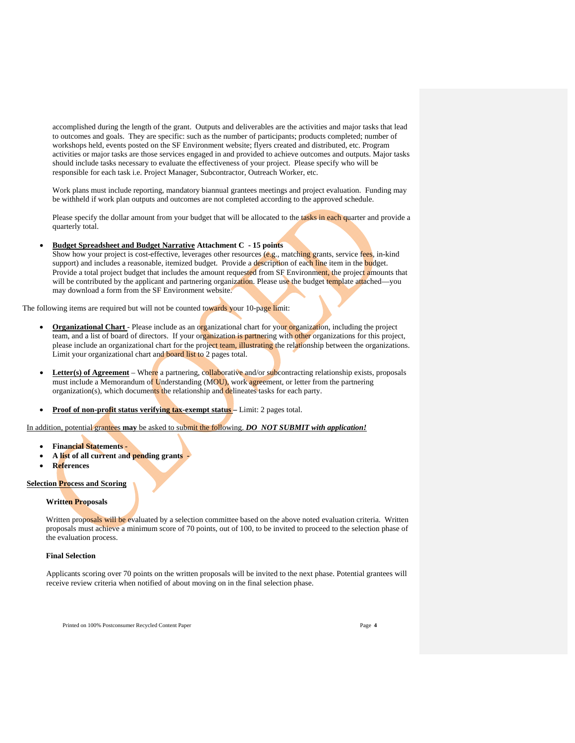accomplished during the length of the grant. Outputs and deliverables are the activities and major tasks that lead to outcomes and goals. They are specific: such as the number of participants; products completed; number of workshops held, events posted on the SF Environment website; flyers created and distributed, etc. Program activities or major tasks are those services engaged in and provided to achieve outcomes and outputs. Major tasks should include tasks necessary to evaluate the effectiveness of your project. Please specify who will be responsible for each task i.e. Project Manager, Subcontractor, Outreach Worker, etc.

Work plans must include reporting, mandatory biannual grantees meetings and project evaluation. Funding may be withheld if work plan outputs and outcomes are not completed according to the approved schedule.

Please specify the dollar amount from your budget that will be allocated to the tasks in each quarter and provide a quarterly total.

- **Budget Spreadsheet and Budget Narrative Attachment C - 15 points**
  Show how your project is cost-effective, leverages other resources (e.g., matching grants, service fees, in-kind support) and includes a reasonable, itemized budget. Provide a description of each line item in the budget. Provide a total project budget that includes the amount requested from SF Environment, the project amounts that will be contributed by the applicant and partnering organization. Please use the budget template attached—you may download a form from the SF Environment website.

The following items are required but will not be counted towards your 10-page limit:

- **Organizational Chart** - Please include as an organizational chart for your organization, including the project team, and a list of board of directors. If your organization is partnering with other organizations for this project, please include an organizational chart for the project team, illustrating the relationship between the organizations. Limit your organizational chart and board list to 2 pages total.

- **Letter(s) of Agreement** – Where a partnering, collaborative and/or subcontracting relationship exists, proposals must include a Memorandum of Understanding (MOU), work agreement, or letter from the partnering organization(s), which documents the relationship and delineates tasks for each party.

- **Proof of non-profit status verifying tax-exempt status** – Limit: 2 pages total.

In addition, potential grantees **may** be asked to submit the following. ***DO NOT SUBMIT with application!***

- **Financial Statements -**
- **A list of all current** and **pending grants -**
- **References**

**Selection Process and Scoring**

**Written Proposals**

Written proposals will be evaluated by a selection committee based on the above noted evaluation criteria. Written proposals must achieve a minimum score of 70 points, out of 100, to be invited to proceed to the selection phase of the evaluation process.

**Final Selection**

Applicants scoring over 70 points on the written proposals will be invited to the next phase. Potential grantees will receive review criteria when notified of about moving on in the final selection phase.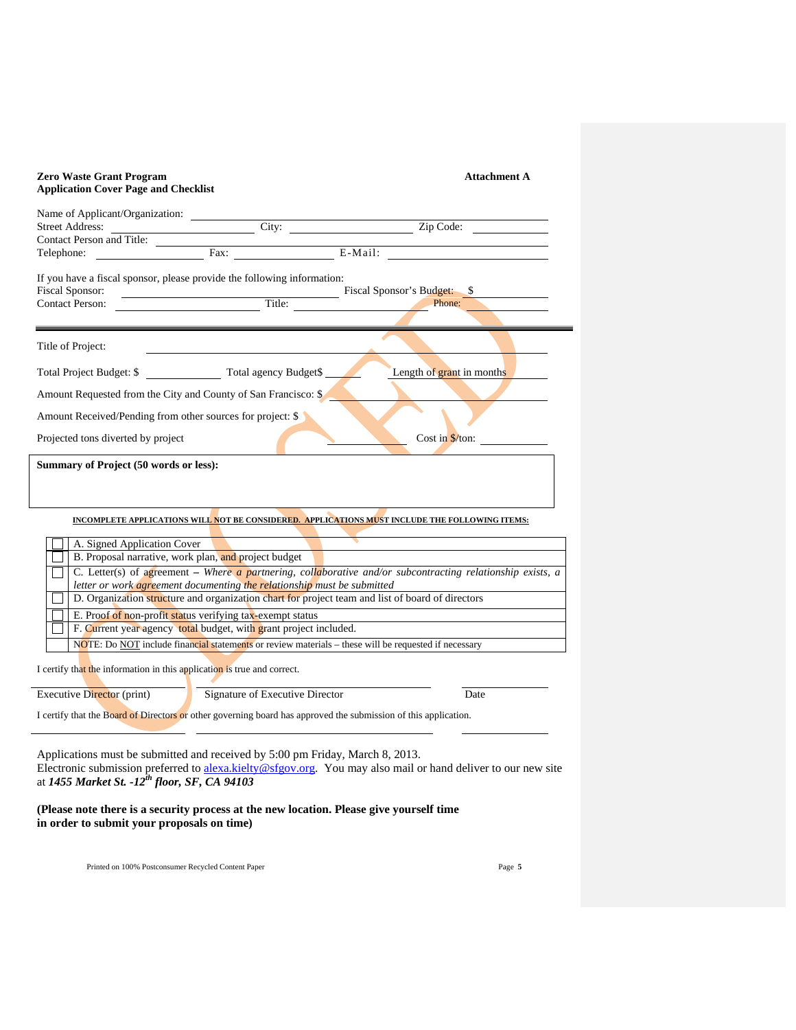**Zero Waste Grant Program**
**Application Cover Page and Checklist**

**Attachment A**

Name of Applicant/Organization: \_\_\_\_\_\_\_\_\_\_\_\_\_\_\_\_\_\_\_\_\_\_\_\_\_\_\_\_\_\_

Street Address: \_\_\_\_\_\_\_\_\_\_\_\_\_\_\_\_ City: \_\_\_\_\_\_\_\_\_\_\_\_\_\_\_\_ Zip Code: \_\_\_\_\_\_\_\_

Contact Person and Title: \_\_\_\_\_\_\_\_\_\_\_\_\_\_\_\_\_\_\_\_\_\_\_\_\_\_\_\_\_\_

Telephone: \_\_\_\_\_\_\_\_\_\_\_\_ Fax: \_\_\_\_\_\_\_\_\_\_\_\_ E-Mail: \_\_\_\_\_\_\_\_\_\_\_\_\_\_\_\_

If you have a fiscal sponsor, please provide the following information:

Fiscal Sponsor: \_\_\_\_\_\_\_\_\_\_\_\_\_\_\_\_\_\_\_\_\_\_\_\_ Fiscal Sponsor's Budget: $ \_\_\_\_\_\_\_\_

Contact Person: \_\_\_\_\_\_\_\_\_\_\_\_\_\_\_\_ Title: \_\_\_\_\_\_\_\_\_\_\_\_\_\_\_\_ Phone: \_\_\_\_\_\_\_\_

---

Title of Project: \_\_\_\_\_\_\_\_\_\_\_\_\_\_\_\_\_\_\_\_\_\_\_\_\_\_\_\_\_\_\_\_\_\_\_\_\_\_\_\_

Total Project Budget: $ \_\_\_\_\_\_\_\_ Total agency Budget$ \_\_\_\_\_\_ Length of grant in months \_\_\_\_\_\_

Amount Requested from the City and County of San Francisco: $ \_\_\_\_\_\_\_\_\_\_\_\_\_\_\_\_

Amount Received/Pending from other sources for project: $ \_\_\_\_\_\_\_\_\_\_\_\_\_\_\_\_

Projected tons diverted by project \_\_\_\_\_\_\_\_\_\_\_\_ Cost in $/ton: \_\_\_\_\_\_\_\_

**Summary of Project (50 words or less):**

**INCOMPLETE APPLICATIONS WILL NOT BE CONSIDERED. APPLICATIONS MUST INCLUDE THE FOLLOWING ITEMS:**

| | |
|---|---|
| ☐ | A. Signed Application Cover |
| ☐ | B. Proposal narrative, work plan, and project budget |
| ☐ | C. Letter(s) of agreement – *Where a partnering, collaborative and/or subcontracting relationship exists, a letter or work agreement documenting the relationship must be submitted* |
| ☐ | D. Organization structure and organization chart for project team and list of board of directors |
| ☐ | E. Proof of non-profit status verifying tax-exempt status |
| ☐ | F. Current year agency total budget, with grant project included. |
| | NOTE: Do NOT include financial statements or review materials – these will be requested if necessary |

I certify that the information in this application is true and correct.

\_\_\_\_\_\_\_\_\_\_\_\_\_\_\_\_ \_\_\_\_\_\_\_\_\_\_\_\_\_\_\_\_\_\_\_\_\_\_\_\_ \_\_\_\_\_\_\_\_

Executive Director (print) Signature of Executive Director Date

I certify that the Board of Directors or other governing board has approved the submission of this application.

\_\_\_\_\_\_\_\_\_\_\_\_\_\_\_\_ \_\_\_\_\_\_\_\_\_\_\_\_\_\_\_\_\_\_\_\_\_\_\_\_ \_\_\_\_\_\_\_\_

Applications must be submitted and received by 5:00 pm Friday, March 8, 2013.
Electronic submission preferred to alexa.kielty@sfgov.org. You may also mail or hand deliver to our new site at ***1455 Market St. -12th floor, SF, CA 94103***

**(Please note there is a security process at the new location. Please give yourself time in order to submit your proposals on time)**

Printed on 100% Postconsumer Recycled Content Paper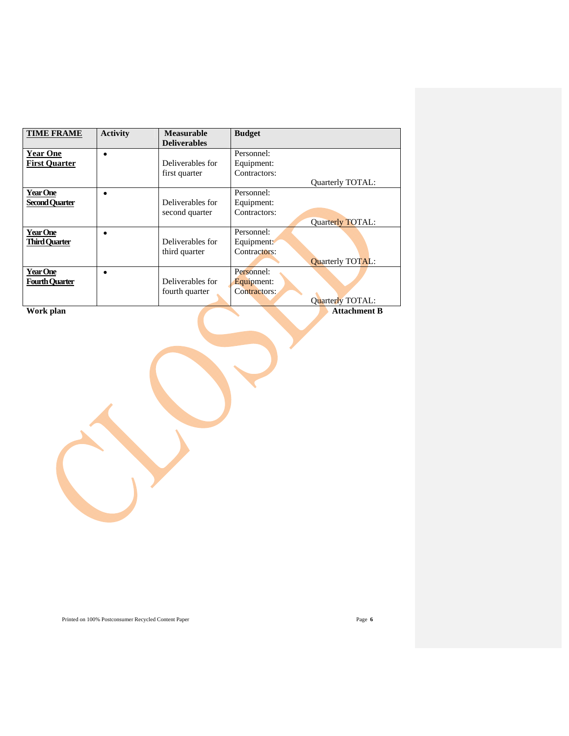| TIME FRAME | Activity | Measurable Deliverables | Budget |
|---|---|---|---|
| **Year One First Quarter** | • | Deliverables for first quarter | Personnel:<br>Equipment:<br>Contractors:<br>Quarterly TOTAL: |
| **Year One Second Quarter** | • | Deliverables for second quarter | Personnel:<br>Equipment:<br>Contractors:<br>Quarterly TOTAL: |
| **Year One Third Quarter** | • | Deliverables for third quarter | Personnel:<br>Equipment:<br>Contractors:<br>Quarterly TOTAL: |
| **Year One Fourth Quarter** | • | Deliverables for fourth quarter | Personnel:<br>Equipment:<br>Contractors:<br>Quarterly TOTAL: |

**Work plan** **Attachment B**

CLOSED

Printed on 100% Postconsumer Recycled Content Paper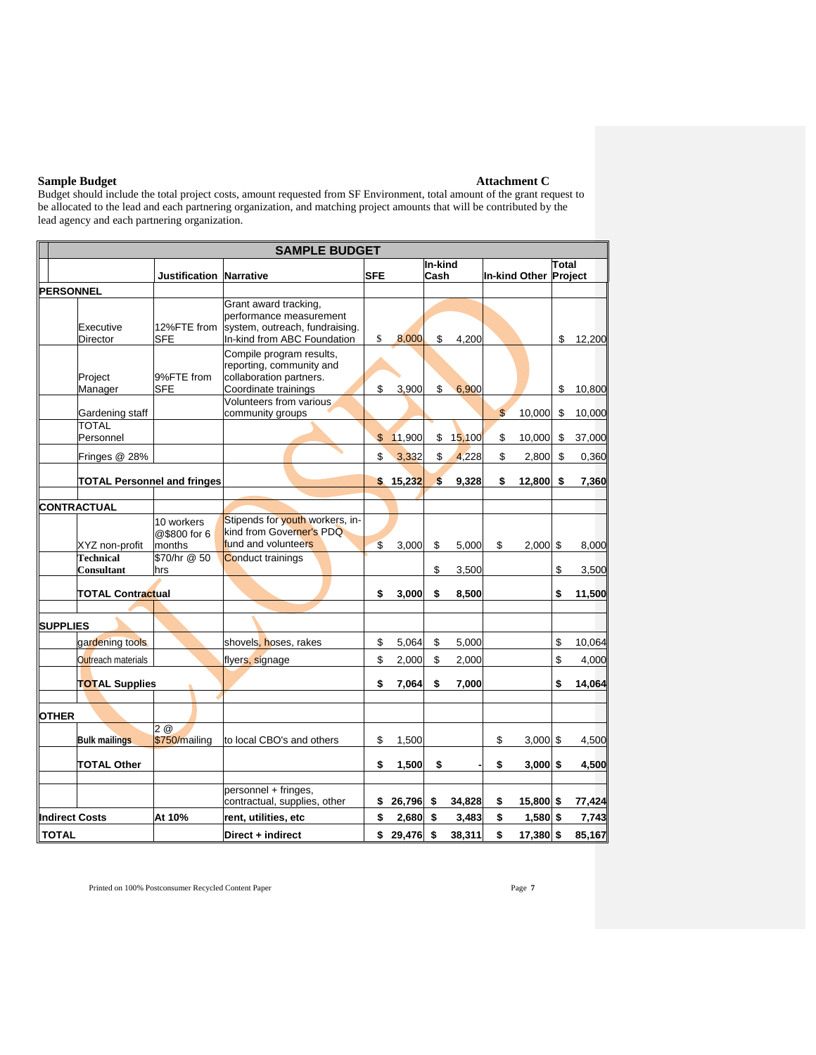**Sample Budget** **Attachment C**

Budget should include the total project costs, amount requested from SF Environment, total amount of the grant request to be allocated to the lead and each partnering organization, and matching project amounts that will be contributed by the lead agency and each partnering organization.

| SAMPLE BUDGET | | | | | | | |
|---|---|---|---|---|---|---|---|
| | | **Justification** | **Narrative** | **SFE** | **In-kind Cash** | **In-kind Other** | **Total Project** |
| **PERSONNEL** | | | | | | | |
| | Executive Director | 12%FTE from SFE | Grant award tracking, performance measurement system, outreach, fundraising. In-kind from ABC Foundation | $ 8,000 | $ 4,200 | | $ 12,200 |
| | Project Manager | 9%FTE from SFE | Compile program results, reporting, community and collaboration partners. Coordinate trainings | $ 3,900 | $ 6,900 | | $ 10,800 |
| | Gardening staff | | Volunteers from various community groups | | | $ 10,000 | $ 10,000 |
| | TOTAL Personnel | | | $ 11,900 | $ 15,100 | $ 10,000 | $ 37,000 |
| | Fringes @ 28% | | | $ 3,332 | $ 4,228 | $ 2,800 | $ 0,360 |
| | **TOTAL Personnel and fringes** | | | **$ 15,232** | **$ 9,328** | **$ 12,800** | **$ 7,360** |
| **CONTRACTUAL** | | | | | | | |
| | XYZ non-profit | 10 workers @$800 for 6 months | Stipends for youth workers, in-kind from Governer's PDQ fund and volunteers | $ 3,000 | $ 5,000 | $ 2,000 | $ 8,000 |
| | **Technical Consultant** | $70/hr @ 50 hrs | Conduct trainings | | $ 3,500 | | $ 3,500 |
| | **TOTAL Contractual** | | | **$ 3,000** | **$ 8,500** | | **$ 11,500** |
| **SUPPLIES** | | | | | | | |
| | gardening tools | | shovels, hoses, rakes | $ 5,064 | $ 5,000 | | $ 10,064 |
| | Outreach materials | | flyers, signage | $ 2,000 | $ 2,000 | | $ 4,000 |
| | **TOTAL Supplies** | | | **$ 7,064** | **$ 7,000** | | **$ 14,064** |
| **OTHER** | | | | | | | |
| | **Bulk mailings** | 2 @ $750/mailing | to local CBO's and others | $ 1,500 | | $ 3,000 | $ 4,500 |
| | **TOTAL Other** | | | **$ 1,500** | **$ -** | **$ 3,000** | **$ 4,500** |
| | | | personnel + fringes, contractual, supplies, other | **$ 26,796** | **$ 34,828** | **$ 15,800** | **$ 77,424** |
| **Indirect Costs** | | **At 10%** | **rent, utilities, etc** | **$ 2,680** | **$ 3,483** | **$ 1,580** | **$ 7,743** |
| **TOTAL** | | | **Direct + indirect** | **$ 29,476** | **$ 38,311** | **$ 17,380** | **$ 85,167** |

CLOSED

Printed on 100% Postconsumer Recycled Content Paper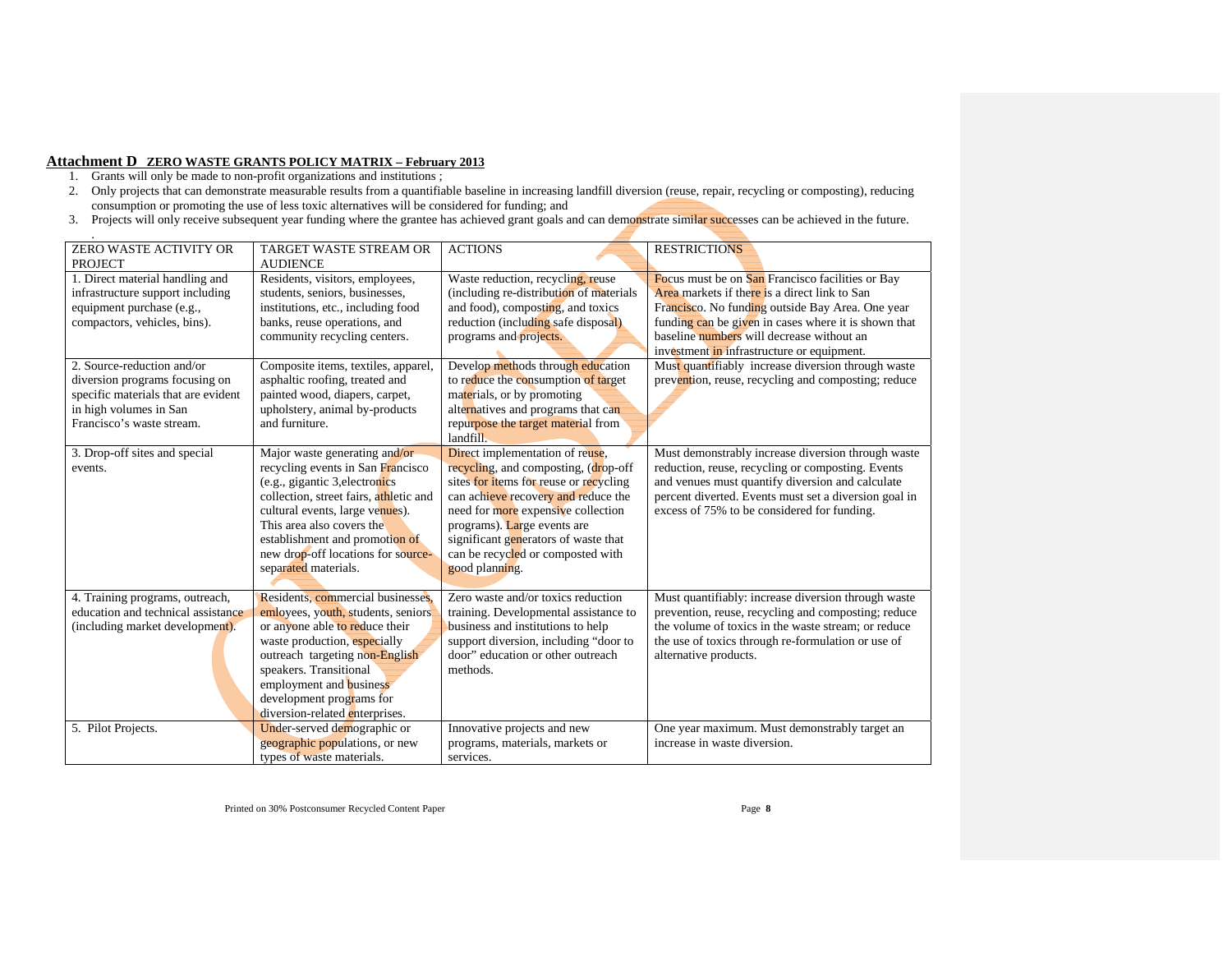## Attachment D  ZERO WASTE GRANTS POLICY MATRIX – February 2013

1. Grants will only be made to non-profit organizations and institutions ;
2. Only projects that can demonstrate measurable results from a quantifiable baseline in increasing landfill diversion (reuse, repair, recycling or composting), reducing consumption or promoting the use of less toxic alternatives will be considered for funding; and
3. Projects will only receive subsequent year funding where the grantee has achieved grant goals and can demonstrate similar successes can be achieved in the future.

.

| ZERO WASTE ACTIVITY OR PROJECT | TARGET WASTE STREAM OR AUDIENCE | ACTIONS | RESTRICTIONS |
|---|---|---|---|
| 1. Direct material handling and infrastructure support including equipment purchase (e.g., compactors, vehicles, bins). | Residents, visitors, employees, students, seniors, businesses, institutions, etc., including food banks, reuse operations, and community recycling centers. | Waste reduction, recycling, reuse (including re-distribution of materials and food), composting, and toxics reduction (including safe disposal) programs and projects. | Focus must be on San Francisco facilities or Bay Area markets if there is a direct link to San Francisco. No funding outside Bay Area. One year funding can be given in cases where it is shown that baseline numbers will decrease without an investment in infrastructure or equipment. |
| 2. Source-reduction and/or diversion programs focusing on specific materials that are evident in high volumes in San Francisco's waste stream. | Composite items, textiles, apparel, asphaltic roofing, treated and painted wood, diapers, carpet, upholstery, animal by-products and furniture. | Develop methods through education to reduce the consumption of target materials, or by promoting alternatives and programs that can repurpose the target material from landfill. | Must quantifiably increase diversion through waste prevention, reuse, recycling and composting; reduce |
| 3. Drop-off sites and special events. | Major waste generating and/or recycling events in San Francisco (e.g., gigantic 3,electronics collection, street fairs, athletic and cultural events, large venues). This area also covers the establishment and promotion of new drop-off locations for source-separated materials. | Direct implementation of reuse, recycling, and composting, (drop-off sites for items for reuse or recycling can achieve recovery and reduce the need for more expensive collection programs). Large events are significant generators of waste that can be recycled or composted with good planning. | Must demonstrably increase diversion through waste reduction, reuse, recycling or composting. Events and venues must quantify diversion and calculate percent diverted. Events must set a diversion goal in excess of 75% to be considered for funding. |
| 4. Training programs, outreach, education and technical assistance (including market development). | Residents, commercial businesses, emloyees, youth, students, seniors or anyone able to reduce their waste production, especially outreach targeting non-English speakers. Transitional employment and business development programs for diversion-related enterprises. | Zero waste and/or toxics reduction training. Developmental assistance to business and institutions to help support diversion, including "door to door" education or other outreach methods. | Must quantifiably: increase diversion through waste prevention, reuse, recycling and composting; reduce the volume of toxics in the waste stream; or reduce the use of toxics through re-formulation or use of alternative products. |
| 5. Pilot Projects. | Under-served demographic or geographic populations, or new types of waste materials. | Innovative projects and new programs, materials, markets or services. | One year maximum. Must demonstrably target an increase in waste diversion. |

Printed on 30% Postconsumer Recycled Content Paper